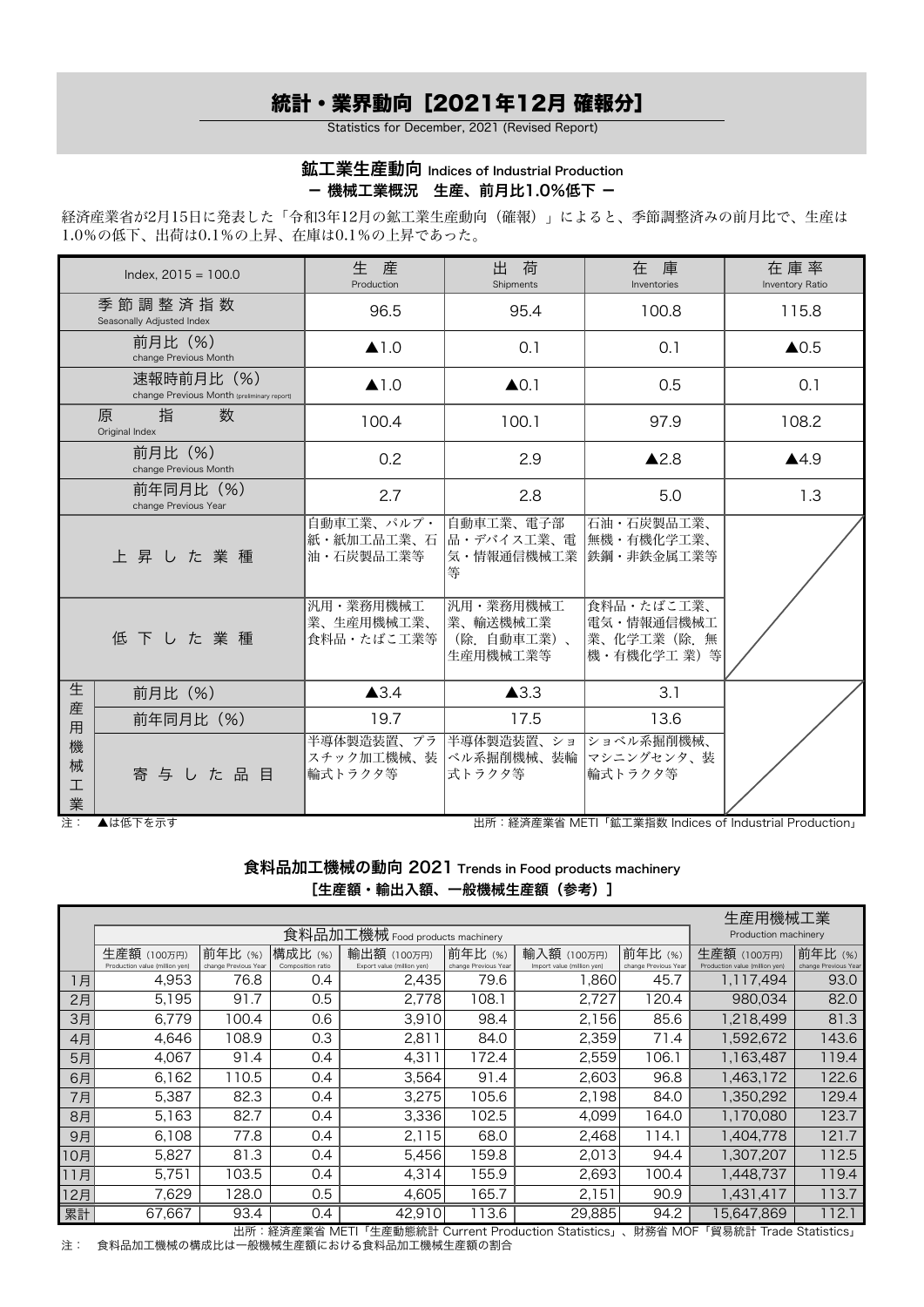# 統計・業界動向［2021年12月 確報分］

Statistics for December, 2021 (Revised Report)

## 鉱工業生産動向 Indices of Industrial Production

### ー 機械工業概況　生産、前月比1.0%低下 ー

経済産業省が2月15日に発表した「令和3年12月の鉱工業生産動向（確報）」によると、季節調整済みの前月比で、生産は1.0%の低下、出荷は0.1%の上昇、在庫は0.1%の上昇であった。

| Index, 2015 = 100.0 | | 生　産 Production | 出　荷 Shipments | 在　庫 Inventories | 在庫率 Inventory Ratio |
|---|---|---|---|---|---|
| 季節調整済指数 Seasonally Adjusted Index | | 96.5 | 95.4 | 100.8 | 115.8 |
| 前月比（%） change Previous Month | | ▲1.0 | 0.1 | 0.1 | ▲0.5 |
| 速報時前月比（%） change Previous Month (preliminary report) | | ▲1.0 | ▲0.1 | 0.5 | 0.1 |
| 原　指　数 Original Index | | 100.4 | 100.1 | 97.9 | 108.2 |
| 前月比（%） change Previous Month | | 0.2 | 2.9 | ▲2.8 | ▲4.9 |
| 前年同月比（%） change Previous Year | | 2.7 | 2.8 | 5.0 | 1.3 |
| 上昇した業種 | | 自動車工業、パルプ・紙・紙加工品工業、石油・石炭製品工業等 | 自動車工業、電子部品・デバイス工業、電気・情報通信機械工業等 | 石油・石炭製品工業、無機・有機化学工業、鉄鋼・非鉄金属工業等 | |
| 低下した業種 | | 汎用・業務用機械工業、生産用機械工業、食料品・たばこ工業等 | 汎用・業務用機械工業、輸送機械工業（除. 自動車工業）、生産用機械工業等 | 食料品・たばこ工業、電気・情報通信機械工業、化学工業（除. 無機・有機化学工 業）等 | |
| 生産用機械工業 | 前月比（%） | ▲3.4 | ▲3.3 | 3.1 | |
| | 前年同月比（%） | 19.7 | 17.5 | 13.6 | |
| | 寄与した品目 | 半導体製造装置、プラスチック加工機械、装輪式トラクタ等 | 半導体製造装置、ショベル系掘削機械、装輪式トラクタ等 | ショベル系掘削機械、マシニングセンタ、装輪式トラクタ等 | |

注：　▲は低下を示す

出所：経済産業省 METI「鉱工業指数 Indices of Industrial Production」

## 食料品加工機械の動向 2021 Trends in Food products machinery

### ［生産額・輸出入額、一般機械生産額（参考）］

| | 食料品加工機械 Food products machinery | | | | | | | 生産用機械工業 Production machinery | |
|---|---|---|---|---|---|---|---|---|---|
| | 生産額 (100万円) Production value (million yen) | 前年比 (%) change Previous Year | 構成比 (%) Composition ratio | 輸出額 (100万円) Export value (million yen) | 前年比 (%) change Previous Year | 輸入額 (100万円) Import value (million yen) | 前年比 (%) change Previous Year | 生産額 (100万円) Production value (million yen) | 前年比 (%) change Previous Year |
| 1月 | 4,953 | 76.8 | 0.4 | 2,435 | 79.6 | 1,860 | 45.7 | 1,117,494 | 93.0 |
| 2月 | 5,195 | 91.7 | 0.5 | 2,778 | 108.1 | 2,727 | 120.4 | 980,034 | 82.0 |
| 3月 | 6,779 | 100.4 | 0.6 | 3,910 | 98.4 | 2,156 | 85.6 | 1,218,499 | 81.3 |
| 4月 | 4,646 | 108.9 | 0.3 | 2,811 | 84.0 | 2,359 | 71.4 | 1,592,672 | 143.6 |
| 5月 | 4,067 | 91.4 | 0.4 | 4,311 | 172.4 | 2,559 | 106.1 | 1,163,487 | 119.4 |
| 6月 | 6,162 | 110.5 | 0.4 | 3,564 | 91.4 | 2,603 | 96.8 | 1,463,172 | 122.6 |
| 7月 | 5,387 | 82.3 | 0.4 | 3,275 | 105.6 | 2,198 | 84.0 | 1,350,292 | 129.4 |
| 8月 | 5,163 | 82.7 | 0.4 | 3,336 | 102.5 | 4,099 | 164.0 | 1,170,080 | 123.7 |
| 9月 | 6,108 | 77.8 | 0.4 | 2,115 | 68.0 | 2,468 | 114.1 | 1,404,778 | 121.7 |
| 10月 | 5,827 | 81.3 | 0.4 | 5,456 | 159.8 | 2,013 | 94.4 | 1,307,207 | 112.5 |
| 11月 | 5,751 | 103.5 | 0.4 | 4,314 | 155.9 | 2,693 | 100.4 | 1,448,737 | 119.4 |
| 12月 | 7,629 | 128.0 | 0.5 | 4,605 | 165.7 | 2,151 | 90.9 | 1,431,417 | 113.7 |
| 累計 | 67,667 | 93.4 | 0.4 | 42,910 | 113.6 | 29,885 | 94.2 | 15,647,869 | 112.1 |

出所：経済産業省 METI「生産動態統計 Current Production Statistics」、財務省 MOF「貿易統計 Trade Statistics」

注：　食料品加工機械の構成比は一般機械生産額における食料品加工機械生産額の割合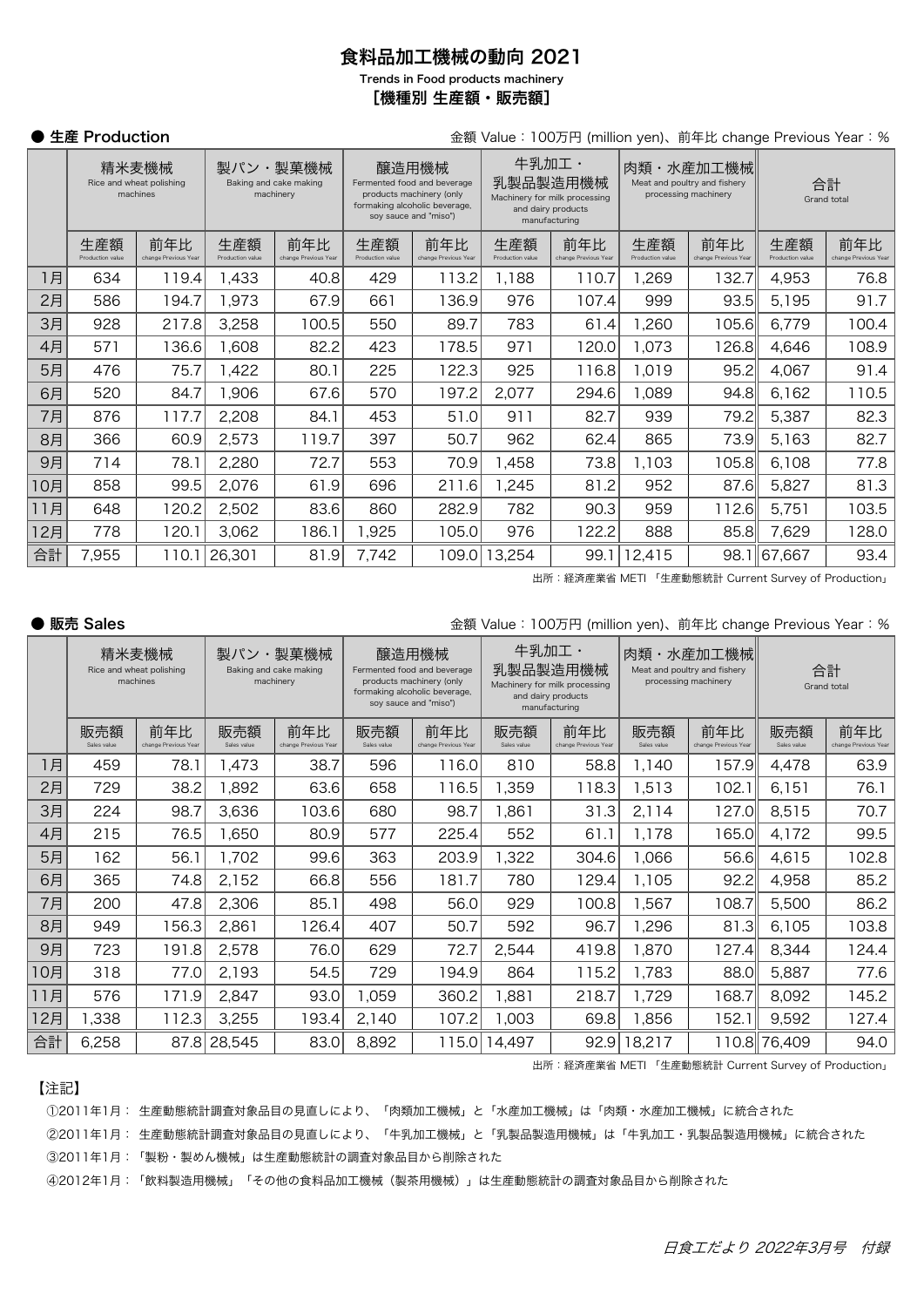# 食料品加工機械の動向 2021

Trends in Food products machinery

**［機種別 生産額・販売額］**

## ● 生産 Production

金額 Value：100万円 (million yen)、前年比 change Previous Year：%

| | 精米麦機械 Rice and wheat polishing machines | | 製パン・製菓機械 Baking and cake making machinery | | 醸造用機械 Fermented food and beverage products machinery (only formaking alcoholic beverage, soy sauce and "miso") | | 牛乳加工・乳製品製造用機械 Machinery for milk processing and dairy products manufacturing | | 肉類・水産加工機械 Meat and poultry and fishery processing machinery | | 合計 Grand total | |
|---|---|---|---|---|---|---|---|---|---|---|---|---|
| | 生産額 Production value | 前年比 change Previous Year | 生産額 Production value | 前年比 change Previous Year | 生産額 Production value | 前年比 change Previous Year | 生産額 Production value | 前年比 change Previous Year | 生産額 Production value | 前年比 change Previous Year | 生産額 Production value | 前年比 change Previous Year |
| 1月 | 634 | 119.4 | 1,433 | 40.8 | 429 | 113.2 | 1,188 | 110.7 | 1,269 | 132.7 | 4,953 | 76.8 |
| 2月 | 586 | 194.7 | 1,973 | 67.9 | 661 | 136.9 | 976 | 107.4 | 999 | 93.5 | 5,195 | 91.7 |
| 3月 | 928 | 217.8 | 3,258 | 100.5 | 550 | 89.7 | 783 | 61.4 | 1,260 | 105.6 | 6,779 | 100.4 |
| 4月 | 571 | 136.6 | 1,608 | 82.2 | 423 | 178.5 | 971 | 120.0 | 1,073 | 126.8 | 4,646 | 108.9 |
| 5月 | 476 | 75.7 | 1,422 | 80.1 | 225 | 122.3 | 925 | 116.8 | 1,019 | 95.2 | 4,067 | 91.4 |
| 6月 | 520 | 84.7 | 1,906 | 67.6 | 570 | 197.2 | 2,077 | 294.6 | 1,089 | 94.8 | 6,162 | 110.5 |
| 7月 | 876 | 117.7 | 2,208 | 84.1 | 453 | 51.0 | 911 | 82.7 | 939 | 79.2 | 5,387 | 82.3 |
| 8月 | 366 | 60.9 | 2,573 | 119.7 | 397 | 50.7 | 962 | 62.4 | 865 | 73.9 | 5,163 | 82.7 |
| 9月 | 714 | 78.1 | 2,280 | 72.7 | 553 | 70.9 | 1,458 | 73.8 | 1,103 | 105.8 | 6,108 | 77.8 |
| 10月 | 858 | 99.5 | 2,076 | 61.9 | 696 | 211.6 | 1,245 | 81.2 | 952 | 87.6 | 5,827 | 81.3 |
| 11月 | 648 | 120.2 | 2,502 | 83.6 | 860 | 282.9 | 782 | 90.3 | 959 | 112.6 | 5,751 | 103.5 |
| 12月 | 778 | 120.1 | 3,062 | 186.1 | 1,925 | 105.0 | 976 | 122.2 | 888 | 85.8 | 7,629 | 128.0 |
| 合計 | 7,955 | 110.1 | 26,301 | 81.9 | 7,742 | 109.0 | 13,254 | 99.1 | 12,415 | 98.1 | 67,667 | 93.4 |

出所：経済産業省 METI 「生産動態統計 Current Survey of Production」

## ● 販売 Sales

金額 Value：100万円 (million yen)、前年比 change Previous Year：%

| | 精米麦機械 Rice and wheat polishing machines | | 製パン・製菓機械 Baking and cake making machinery | | 醸造用機械 Fermented food and beverage products machinery (only formaking alcoholic beverage, soy sauce and "miso") | | 牛乳加工・乳製品製造用機械 Machinery for milk processing and dairy products manufacturing | | 肉類・水産加工機械 Meat and poultry and fishery processing machinery | | 合計 Grand total | |
|---|---|---|---|---|---|---|---|---|---|---|---|---|
| | 販売額 Sales value | 前年比 change Previous Year | 販売額 Sales value | 前年比 change Previous Year | 販売額 Sales value | 前年比 change Previous Year | 販売額 Sales value | 前年比 change Previous Year | 販売額 Sales value | 前年比 change Previous Year | 販売額 Sales value | 前年比 change Previous Year |
| 1月 | 459 | 78.1 | 1,473 | 38.7 | 596 | 116.0 | 810 | 58.8 | 1,140 | 157.9 | 4,478 | 63.9 |
| 2月 | 729 | 38.2 | 1,892 | 63.6 | 658 | 116.5 | 1,359 | 118.3 | 1,513 | 102.1 | 6,151 | 76.1 |
| 3月 | 224 | 98.7 | 3,636 | 103.6 | 680 | 98.7 | 1,861 | 31.3 | 2,114 | 127.0 | 8,515 | 70.7 |
| 4月 | 215 | 76.5 | 1,650 | 80.9 | 577 | 225.4 | 552 | 61.1 | 1,178 | 165.0 | 4,172 | 99.5 |
| 5月 | 162 | 56.1 | 1,702 | 99.6 | 363 | 203.9 | 1,322 | 304.6 | 1,066 | 56.6 | 4,615 | 102.8 |
| 6月 | 365 | 74.8 | 2,152 | 66.8 | 556 | 181.7 | 780 | 129.4 | 1,105 | 92.2 | 4,958 | 85.2 |
| 7月 | 200 | 47.8 | 2,306 | 85.1 | 498 | 56.0 | 929 | 100.8 | 1,567 | 108.7 | 5,500 | 86.2 |
| 8月 | 949 | 156.3 | 2,861 | 126.4 | 407 | 50.7 | 592 | 96.7 | 1,296 | 81.3 | 6,105 | 103.8 |
| 9月 | 723 | 191.8 | 2,578 | 76.0 | 629 | 72.7 | 2,544 | 419.8 | 1,870 | 127.4 | 8,344 | 124.4 |
| 10月 | 318 | 77.0 | 2,193 | 54.5 | 729 | 194.9 | 864 | 115.2 | 1,783 | 88.0 | 5,887 | 77.6 |
| 11月 | 576 | 171.9 | 2,847 | 93.0 | 1,059 | 360.2 | 1,881 | 218.7 | 1,729 | 168.7 | 8,092 | 145.2 |
| 12月 | 1,338 | 112.3 | 3,255 | 193.4 | 2,140 | 107.2 | 1,003 | 69.8 | 1,856 | 152.1 | 9,592 | 127.4 |
| 合計 | 6,258 | 87.8 | 28,545 | 83.0 | 8,892 | 115.0 | 14,497 | 92.9 | 18,217 | 110.8 | 76,409 | 94.0 |

出所：経済産業省 METI 「生産動態統計 Current Survey of Production」

【注記】

①2011年1月： 生産動態統計調査対象品目の見直しにより、「肉類加工機械」と「水産加工機械」は「肉類・水産加工機械」に統合された

②2011年1月： 生産動態統計調査対象品目の見直しにより、「牛乳加工機械」と「乳製品製造用機械」は「牛乳加工・乳製品製造用機械」に統合された

③2011年1月：「製粉・製めん機械」は生産動態統計の調査対象品目から削除された

④2012年1月：「飲料製造用機械」「その他の食料品加工機械（製茶用機械）」は生産動態統計の調査対象品目から削除された

*日食工だより 2022年3月号　付録*